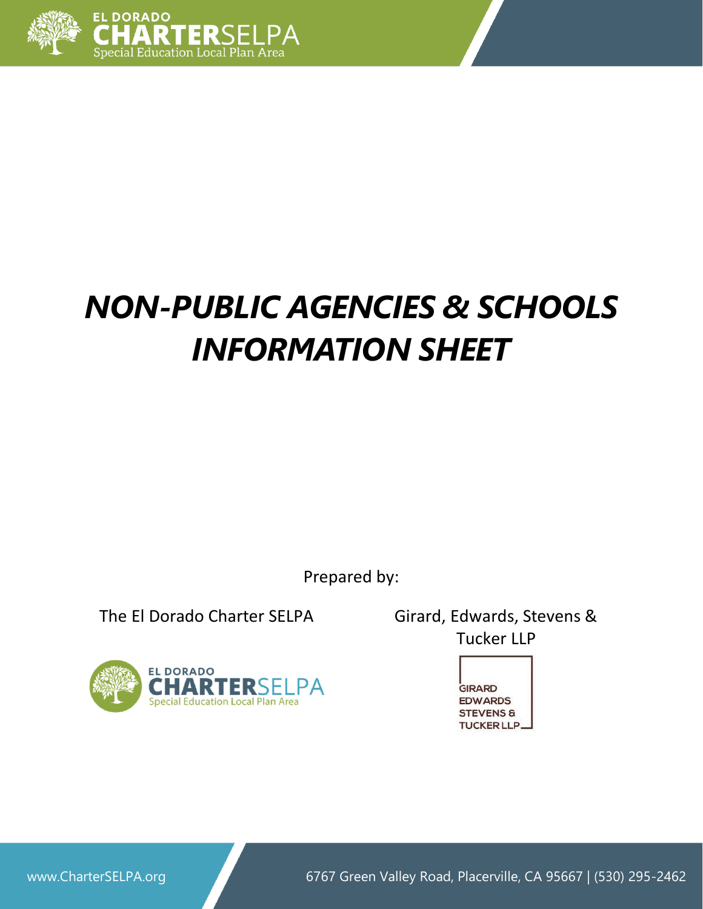# *NON-PUBLIC AGENCIES & SCHOOLS INFORMATION SHEET*

Prepared by:

The El Dorado Charter SELPA

Girard, Edwards, Stevens & Tucker LLP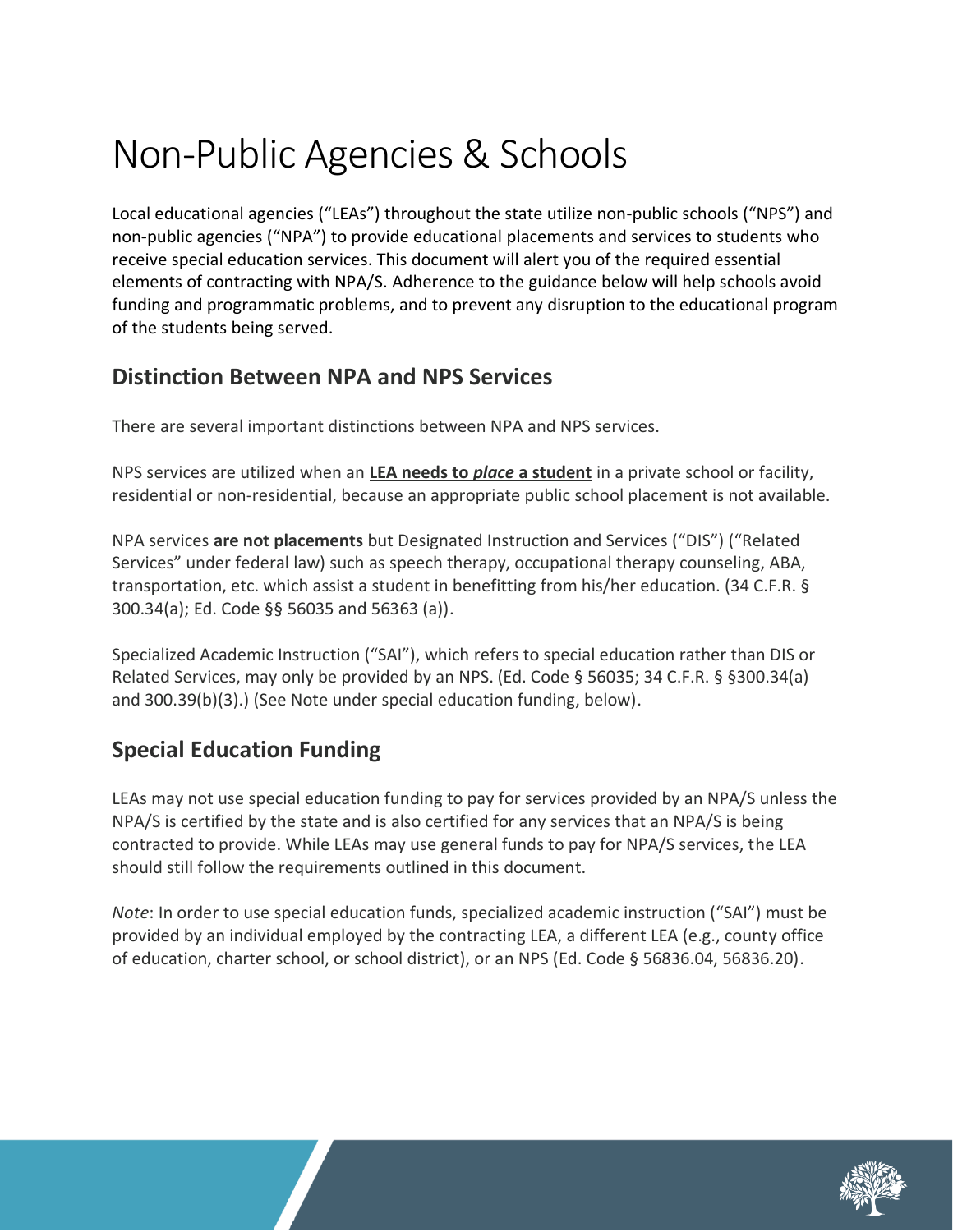# Non-Public Agencies & Schools

Local educational agencies ("LEAs") throughout the state utilize non-public schools ("NPS") and non-public agencies ("NPA") to provide educational placements and services to students who receive special education services. This document will alert you of the required essential elements of contracting with NPA/S. Adherence to the guidance below will help schools avoid funding and programmatic problems, and to prevent any disruption to the educational program of the students being served.

## Distinction Between NPA and NPS Services

There are several important distinctions between NPA and NPS services.

NPS services are utilized when an **LEA needs to *place* a student** in a private school or facility, residential or non-residential, because an appropriate public school placement is not available.

NPA services **are not placements** but Designated Instruction and Services ("DIS") ("Related Services" under federal law) such as speech therapy, occupational therapy counseling, ABA, transportation, etc. which assist a student in benefitting from his/her education. (34 C.F.R. § 300.34(a); Ed. Code §§ 56035 and 56363 (a)).

Specialized Academic Instruction ("SAI"), which refers to special education rather than DIS or Related Services, may only be provided by an NPS. (Ed. Code § 56035; 34 C.F.R. § §300.34(a) and 300.39(b)(3).) (See Note under special education funding, below).

## Special Education Funding

LEAs may not use special education funding to pay for services provided by an NPA/S unless the NPA/S is certified by the state and is also certified for any services that an NPA/S is being contracted to provide. While LEAs may use general funds to pay for NPA/S services, the LEA should still follow the requirements outlined in this document.

*Note*: In order to use special education funds, specialized academic instruction ("SAI") must be provided by an individual employed by the contracting LEA, a different LEA (e.g., county office of education, charter school, or school district), or an NPS (Ed. Code § 56836.04, 56836.20).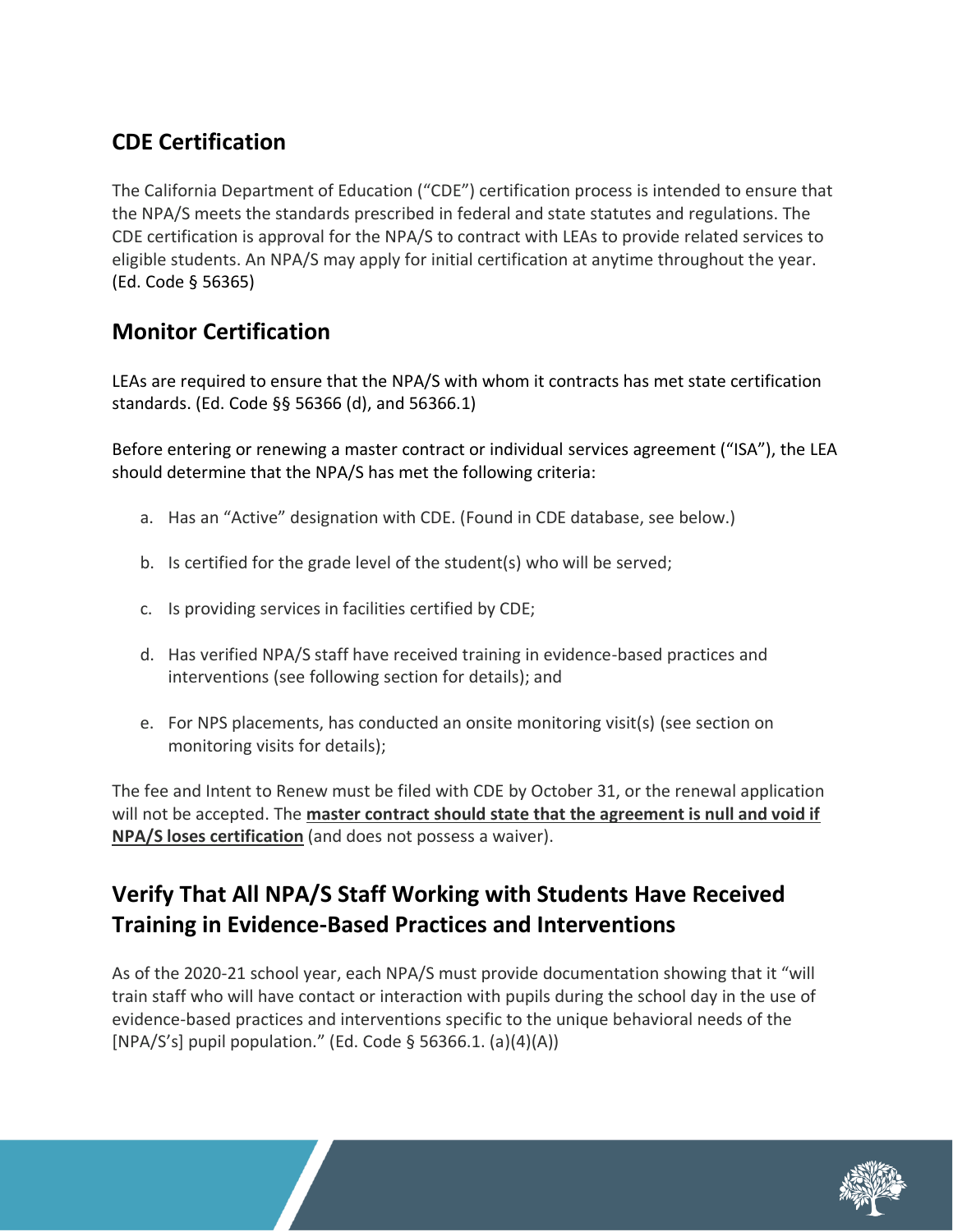## CDE Certification

The California Department of Education ("CDE") certification process is intended to ensure that the NPA/S meets the standards prescribed in federal and state statutes and regulations. The CDE certification is approval for the NPA/S to contract with LEAs to provide related services to eligible students. An NPA/S may apply for initial certification at anytime throughout the year. (Ed. Code § 56365)

## Monitor Certification

LEAs are required to ensure that the NPA/S with whom it contracts has met state certification standards. (Ed. Code §§ 56366 (d), and 56366.1)

Before entering or renewing a master contract or individual services agreement ("ISA"), the LEA should determine that the NPA/S has met the following criteria:

a. Has an "Active" designation with CDE. (Found in CDE database, see below.)

b. Is certified for the grade level of the student(s) who will be served;

c. Is providing services in facilities certified by CDE;

d. Has verified NPA/S staff have received training in evidence-based practices and interventions (see following section for details); and

e. For NPS placements, has conducted an onsite monitoring visit(s) (see section on monitoring visits for details);

The fee and Intent to Renew must be filed with CDE by October 31, or the renewal application will not be accepted. The **master contract should state that the agreement is null and void if NPA/S loses certification** (and does not possess a waiver).

## Verify That All NPA/S Staff Working with Students Have Received Training in Evidence-Based Practices and Interventions

As of the 2020-21 school year, each NPA/S must provide documentation showing that it "will train staff who will have contact or interaction with pupils during the school day in the use of evidence-based practices and interventions specific to the unique behavioral needs of the [NPA/S's] pupil population." (Ed. Code § 56366.1. (a)(4)(A))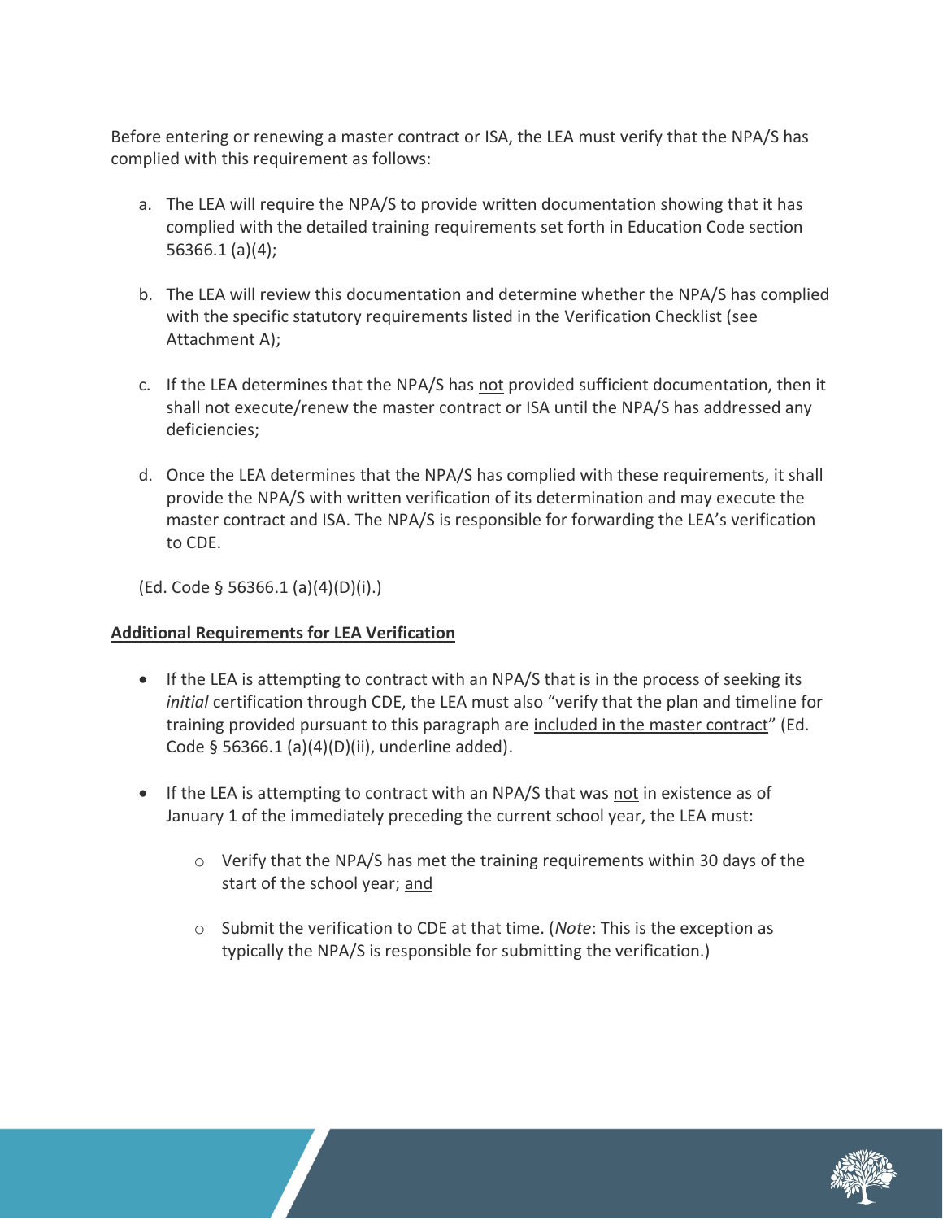Before entering or renewing a master contract or ISA, the LEA must verify that the NPA/S has complied with this requirement as follows:

a. The LEA will require the NPA/S to provide written documentation showing that it has complied with the detailed training requirements set forth in Education Code section 56366.1 (a)(4);

b. The LEA will review this documentation and determine whether the NPA/S has complied with the specific statutory requirements listed in the Verification Checklist (see Attachment A);

c. If the LEA determines that the NPA/S has <u>not</u> provided sufficient documentation, then it shall not execute/renew the master contract or ISA until the NPA/S has addressed any deficiencies;

d. Once the LEA determines that the NPA/S has complied with these requirements, it shall provide the NPA/S with written verification of its determination and may execute the master contract and ISA. The NPA/S is responsible for forwarding the LEA's verification to CDE.

(Ed. Code § 56366.1 (a)(4)(D)(i).)

**<u>Additional Requirements for LEA Verification</u>**

- If the LEA is attempting to contract with an NPA/S that is in the process of seeking its *initial* certification through CDE, the LEA must also "verify that the plan and timeline for training provided pursuant to this paragraph are <u>included in the master contract</u>" (Ed. Code § 56366.1 (a)(4)(D)(ii), underline added).
- If the LEA is attempting to contract with an NPA/S that was <u>not</u> in existence as of January 1 of the immediately preceding the current school year, the LEA must:
    - Verify that the NPA/S has met the training requirements within 30 days of the start of the school year; <u>and</u>
    - Submit the verification to CDE at that time. (*Note*: This is the exception as typically the NPA/S is responsible for submitting the verification.)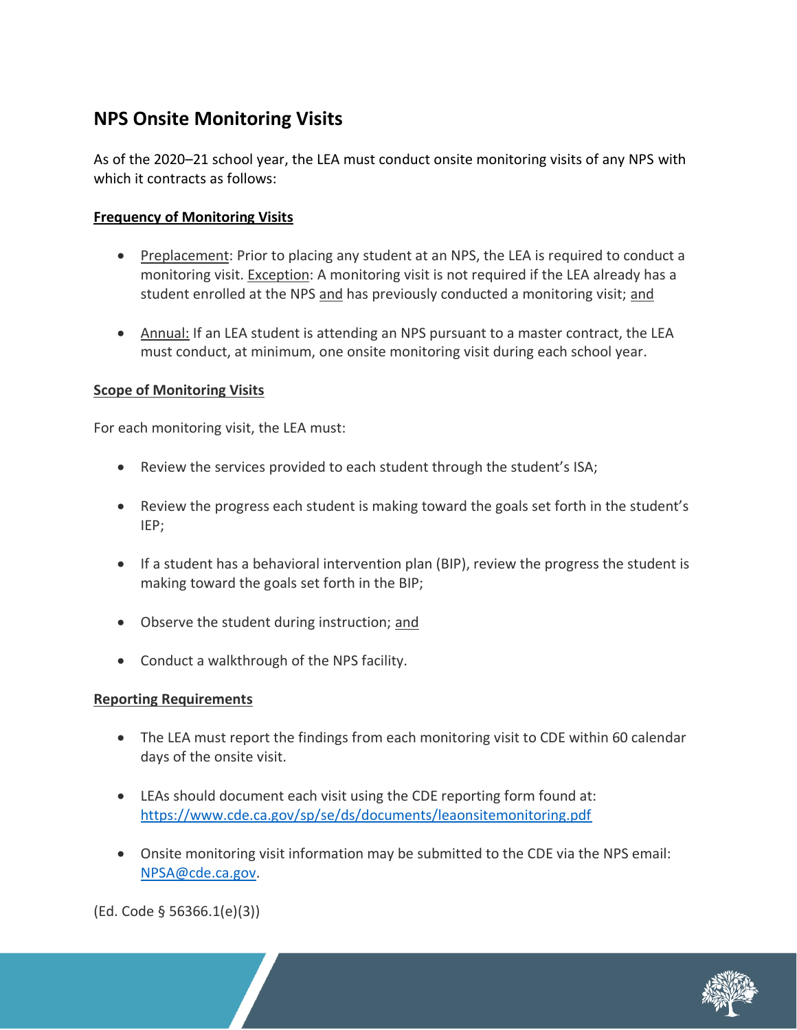## NPS Onsite Monitoring Visits

As of the 2020–21 school year, the LEA must conduct onsite monitoring visits of any NPS with which it contracts as follows:

**Frequency of Monitoring Visits**

- Preplacement: Prior to placing any student at an NPS, the LEA is required to conduct a monitoring visit. Exception: A monitoring visit is not required if the LEA already has a student enrolled at the NPS and has previously conducted a monitoring visit; and
- Annual: If an LEA student is attending an NPS pursuant to a master contract, the LEA must conduct, at minimum, one onsite monitoring visit during each school year.

**Scope of Monitoring Visits**

For each monitoring visit, the LEA must:

- Review the services provided to each student through the student's ISA;
- Review the progress each student is making toward the goals set forth in the student's IEP;
- If a student has a behavioral intervention plan (BIP), review the progress the student is making toward the goals set forth in the BIP;
- Observe the student during instruction; and
- Conduct a walkthrough of the NPS facility.

**Reporting Requirements**

- The LEA must report the findings from each monitoring visit to CDE within 60 calendar days of the onsite visit.
- LEAs should document each visit using the CDE reporting form found at: https://www.cde.ca.gov/sp/se/ds/documents/leaonsitemonitoring.pdf
- Onsite monitoring visit information may be submitted to the CDE via the NPS email: NPSA@cde.ca.gov.

(Ed. Code § 56366.1(e)(3))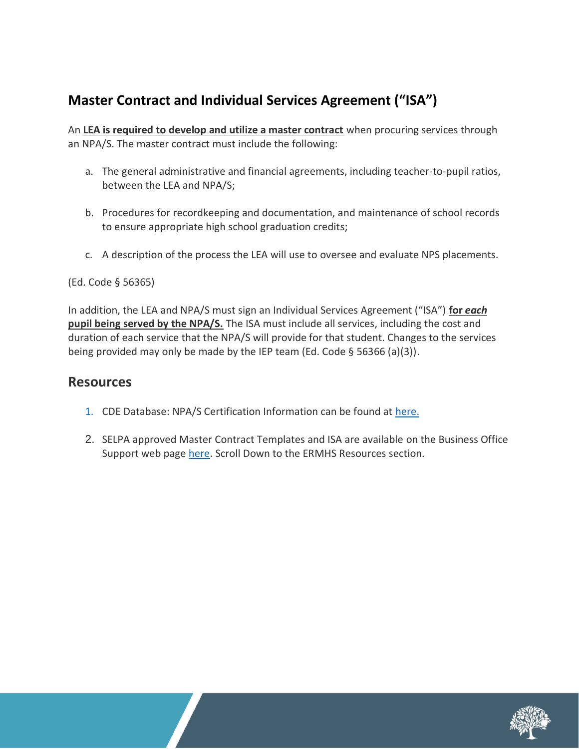## Master Contract and Individual Services Agreement ("ISA")

An **LEA is required to develop and utilize a master contract** when procuring services through an NPA/S. The master contract must include the following:

a. The general administrative and financial agreements, including teacher-to-pupil ratios, between the LEA and NPA/S;

b. Procedures for recordkeeping and documentation, and maintenance of school records to ensure appropriate high school graduation credits;

c. A description of the process the LEA will use to oversee and evaluate NPS placements.

(Ed. Code § 56365)

In addition, the LEA and NPA/S must sign an Individual Services Agreement ("ISA") **for *each* pupil being served by the NPA/S.** The ISA must include all services, including the cost and duration of each service that the NPA/S will provide for that student. Changes to the services being provided may only be made by the IEP team (Ed. Code § 56366 (a)(3)).

## Resources

1. CDE Database: NPA/S Certification Information can be found at here.

2. SELPA approved Master Contract Templates and ISA are available on the Business Office Support web page here. Scroll Down to the ERMHS Resources section.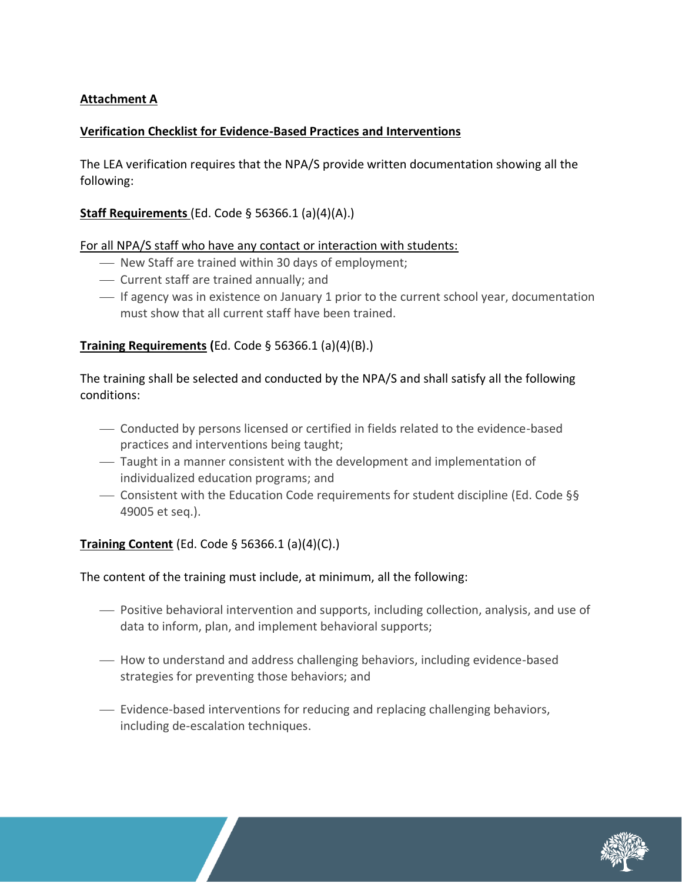**Attachment A**

**Verification Checklist for Evidence-Based Practices and Interventions**

The LEA verification requires that the NPA/S provide written documentation showing all the following:

**Staff Requirements** (Ed. Code § 56366.1 (a)(4)(A).)

For all NPA/S staff who have any contact or interaction with students:

- New Staff are trained within 30 days of employment;
- Current staff are trained annually; and
- If agency was in existence on January 1 prior to the current school year, documentation must show that all current staff have been trained.

**Training Requirements (**Ed. Code § 56366.1 (a)(4)(B).)

The training shall be selected and conducted by the NPA/S and shall satisfy all the following conditions:

- Conducted by persons licensed or certified in fields related to the evidence-based practices and interventions being taught;
- Taught in a manner consistent with the development and implementation of individualized education programs; and
- Consistent with the Education Code requirements for student discipline (Ed. Code §§ 49005 et seq.).

**Training Content** (Ed. Code § 56366.1 (a)(4)(C).)

The content of the training must include, at minimum, all the following:

- Positive behavioral intervention and supports, including collection, analysis, and use of data to inform, plan, and implement behavioral supports;
- How to understand and address challenging behaviors, including evidence-based strategies for preventing those behaviors; and
- Evidence-based interventions for reducing and replacing challenging behaviors, including de-escalation techniques.